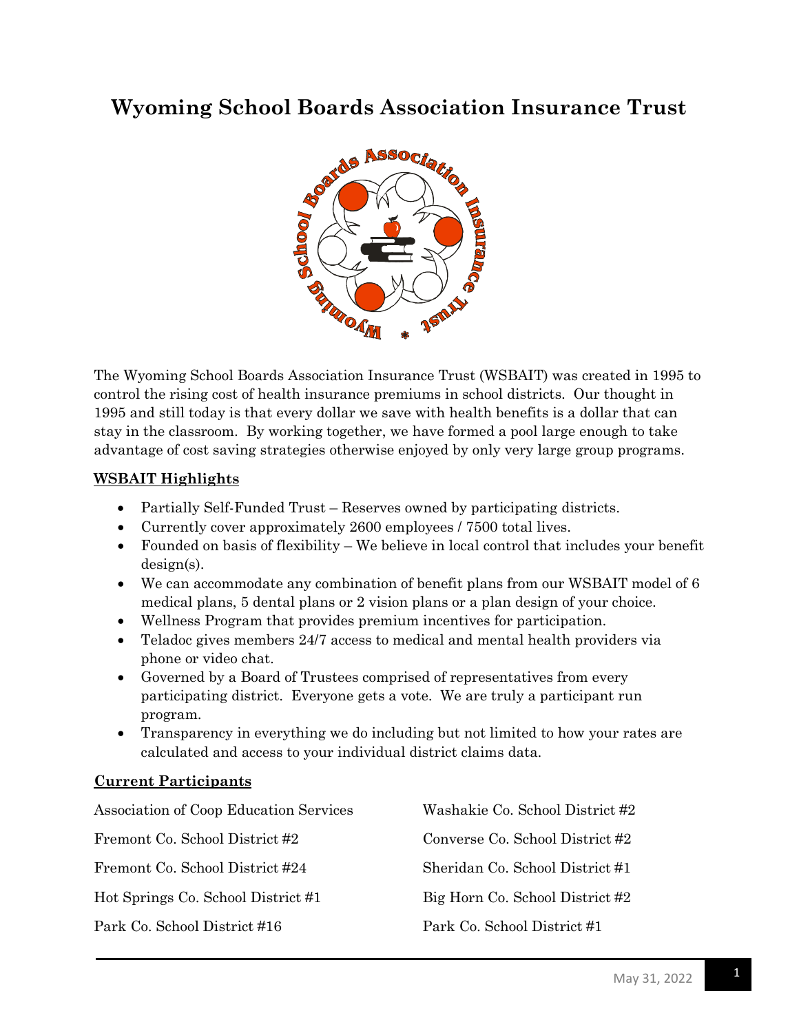# Wyoming School Boards Association Insurance Trust

The Wyoming School Boards Association Insurance Trust (WSBAIT) was created in 1995 to control the rising cost of health insurance premiums in school districts. Our thought in 1995 and still today is that every dollar we save with health benefits is a dollar that can stay in the classroom. By working together, we have formed a pool large enough to take advantage of cost saving strategies otherwise enjoyed by only very large group programs.

## WSBAIT Highlights

- Partially Self-Funded Trust – Reserves owned by participating districts.
- Currently cover approximately 2600 employees / 7500 total lives.
- Founded on basis of flexibility – We believe in local control that includes your benefit design(s).
- We can accommodate any combination of benefit plans from our WSBAIT model of 6 medical plans, 5 dental plans or 2 vision plans or a plan design of your choice.
- Wellness Program that provides premium incentives for participation.
- Teladoc gives members 24/7 access to medical and mental health providers via phone or video chat.
- Governed by a Board of Trustees comprised of representatives from every participating district. Everyone gets a vote. We are truly a participant run program.
- Transparency in everything we do including but not limited to how your rates are calculated and access to your individual district claims data.

## Current Participants

- Association of Coop Education Services
- Fremont Co. School District #2
- Fremont Co. School District #24
- Hot Springs Co. School District #1
- Park Co. School District #16
- Washakie Co. School District #2
- Converse Co. School District #2
- Sheridan Co. School District #1
- Big Horn Co. School District #2
- Park Co. School District #1

May 31, 2022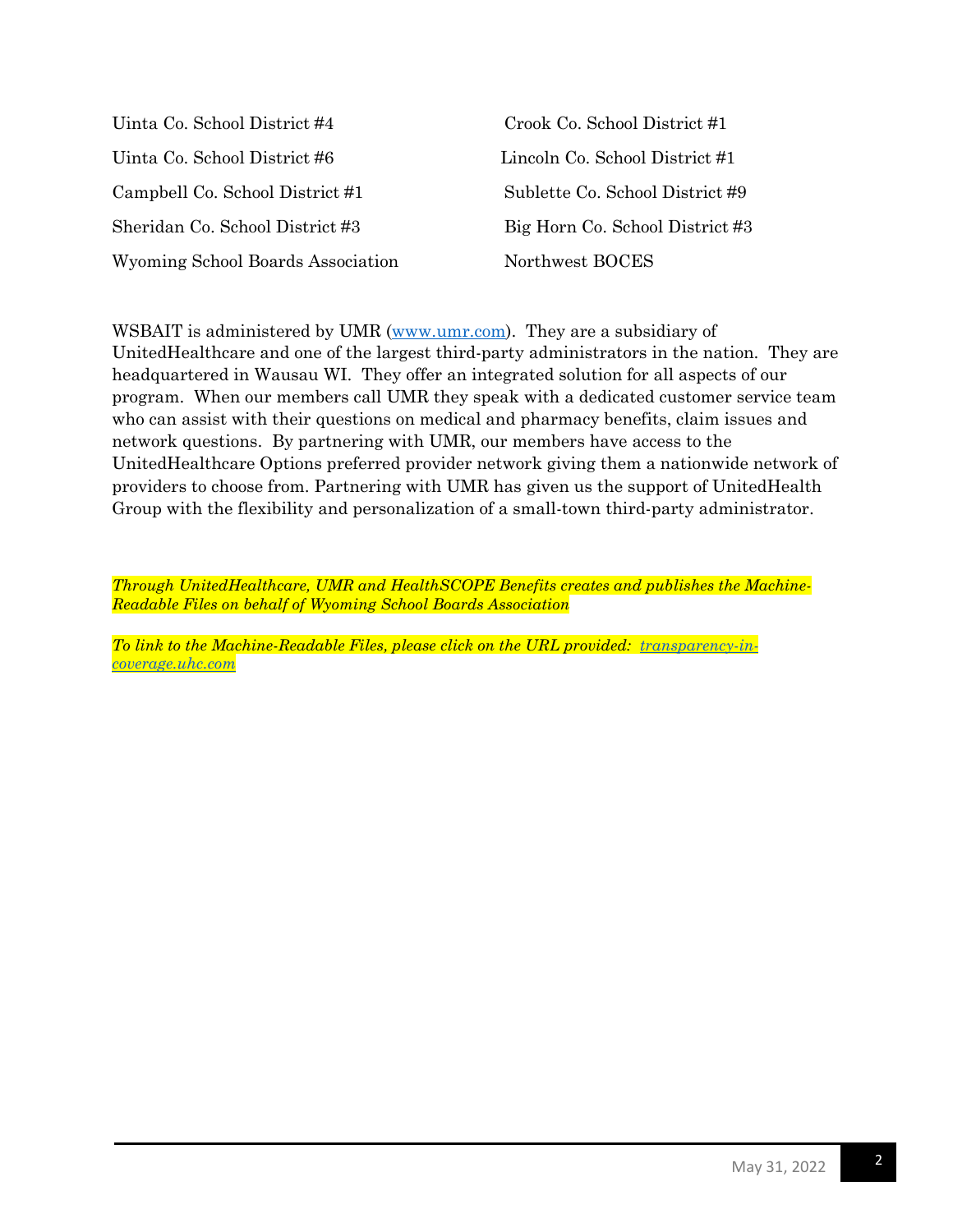| | |
|---|---|
| Uinta Co. School District #4 | Crook Co. School District #1 |
| Uinta Co. School District #6 | Lincoln Co. School District #1 |
| Campbell Co. School District #1 | Sublette Co. School District #9 |
| Sheridan Co. School District #3 | Big Horn Co. School District #3 |
| Wyoming School Boards Association | Northwest BOCES |

WSBAIT is administered by UMR (www.umr.com). They are a subsidiary of UnitedHealthcare and one of the largest third-party administrators in the nation. They are headquartered in Wausau WI. They offer an integrated solution for all aspects of our program. When our members call UMR they speak with a dedicated customer service team who can assist with their questions on medical and pharmacy benefits, claim issues and network questions. By partnering with UMR, our members have access to the UnitedHealthcare Options preferred provider network giving them a nationwide network of providers to choose from. Partnering with UMR has given us the support of UnitedHealth Group with the flexibility and personalization of a small-town third-party administrator.

*Through UnitedHealthcare, UMR and HealthSCOPE Benefits creates and publishes the Machine-Readable Files on behalf of Wyoming School Boards Association*

*To link to the Machine-Readable Files, please click on the URL provided: transparency-in-coverage.uhc.com*

May 31, 2022